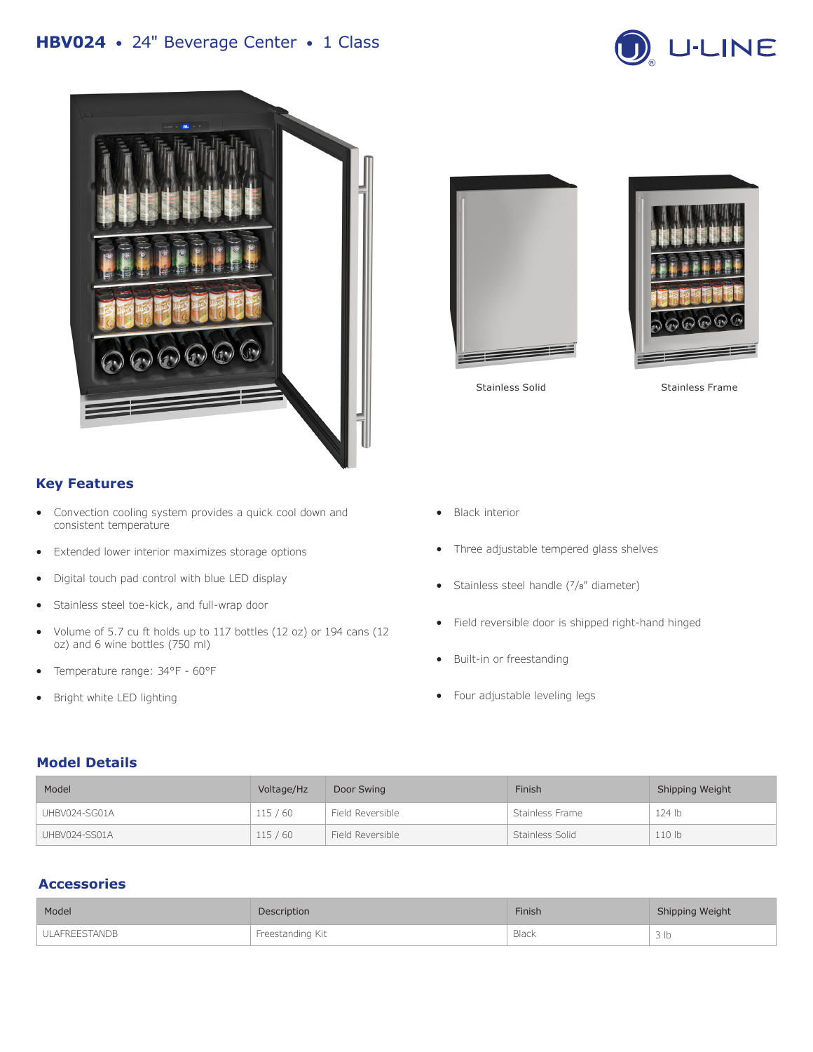# HBV024 • 24" Beverage Center • 1 Class

Stainless Solid

Stainless Frame

## Key Features

- Convection cooling system provides a quick cool down and consistent temperature
- Extended lower interior maximizes storage options
- Digital touch pad control with blue LED display
- Stainless steel toe-kick, and full-wrap door
- Volume of 5.7 cu ft holds up to 117 bottles (12 oz) or 194 cans (12 oz) and 6 wine bottles (750 ml)
- Temperature range: 34°F - 60°F
- Bright white LED lighting
- Black interior
- Three adjustable tempered glass shelves
- Stainless steel handle (7/8" diameter)
- Field reversible door is shipped right-hand hinged
- Built-in or freestanding
- Four adjustable leveling legs

## Model Details

| Model | Voltage/Hz | Door Swing | Finish | Shipping Weight |
|---|---|---|---|---|
| UHBV024-SG01A | 115 / 60 | Field Reversible | Stainless Frame | 124 lb |
| UHBV024-SS01A | 115 / 60 | Field Reversible | Stainless Solid | 110 lb |

## Accessories

| Model | Description | Finish | Shipping Weight |
|---|---|---|---|
| ULAFREESTANDB | Freestanding Kit | Black | 3 lb |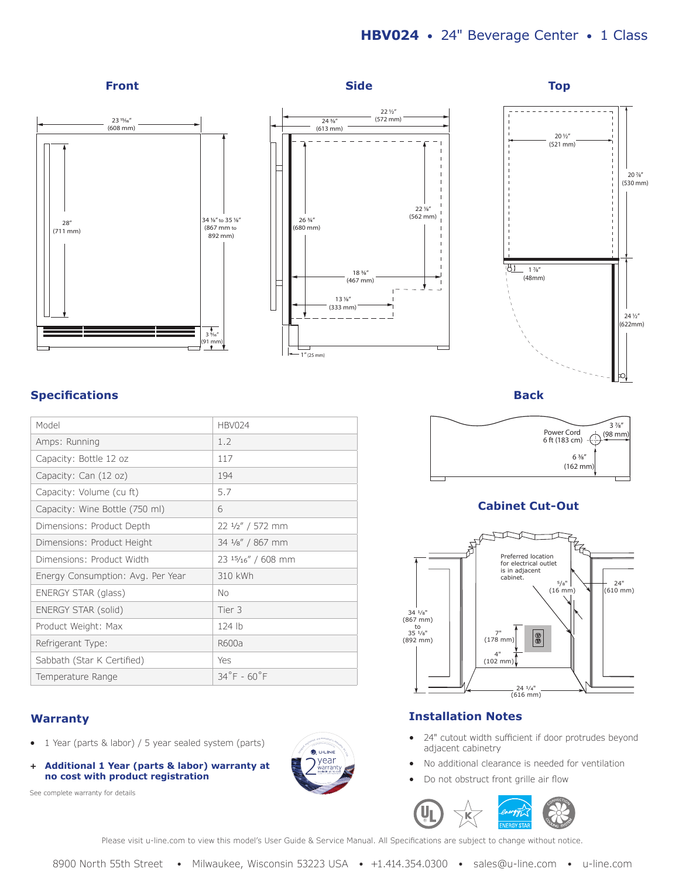# HBV024 • 24" Beverage Center • 1 Class

## Front

23 15⁄16"
(608 mm)

28"
(711 mm)

34 1⁄8" to 35 1⁄8"
(867 mm to 892 mm)

3 9⁄16"
(91 mm)

## Side

24 3⁄8"
(613 mm)

22 1⁄2"
(572 mm)

26 3⁄4"
(680 mm)

22 1⁄8"
(562 mm)

18 3⁄8"
(467 mm)

13 1⁄8"
(333 mm)

1" (25 mm)

## Top

20 1⁄2"
(521 mm)

20 7⁄8"
(530 mm)

1 7⁄8"
(48mm)

24 1⁄2"
(622mm)

## Specifications

| | |
|---|---|
| Model | HBV024 |
| Amps: Running | 1.2 |
| Capacity: Bottle 12 oz | 117 |
| Capacity: Can (12 oz) | 194 |
| Capacity: Volume (cu ft) | 5.7 |
| Capacity: Wine Bottle (750 ml) | 6 |
| Dimensions: Product Depth | 22 ½" / 572 mm |
| Dimensions: Product Height | 34 ⅛" / 867 mm |
| Dimensions: Product Width | 23 15⁄16" / 608 mm |
| Energy Consumption: Avg. Per Year | 310 kWh |
| ENERGY STAR (glass) | No |
| ENERGY STAR (solid) | Tier 3 |
| Product Weight: Max | 124 lb |
| Refrigerant Type: | R600a |
| Sabbath (Star K Certified) | Yes |
| Temperature Range | 34˚F - 60˚F |

## Back

Power Cord
6 ft (183 cm)

3 7⁄8"
(98 mm)

6 3⁄8"
(162 mm)

## Cabinet Cut-Out

Preferred location for electrical outlet is in adjacent cabinet.

5⁄8"
(16 mm)

24"
(610 mm)

34 1⁄8"
(867 mm)
to
35 1⁄8"
(892 mm)

7"
(178 mm)

4"
(102 mm)

24 1⁄4"
(616 mm)

## Warranty

- 1 Year (parts & labor) / 5 year sealed system (parts)

+ **Additional 1 Year (parts & labor) warranty at no cost with product registration**

See complete warranty for details

U-LINE 2 year warranty

## Installation Notes

- 24" cutout width sufficient if door protrudes beyond adjacent cabinetry
- No additional clearance is needed for ventilation
- Do not obstruct front grille air flow

Please visit u-line.com to view this model's User Guide & Service Manual. All Specifications are subject to change without notice.

8900 North 55th Street • Milwaukee, Wisconsin 53223 USA • +1.414.354.0300 • sales@u-line.com • u-line.com